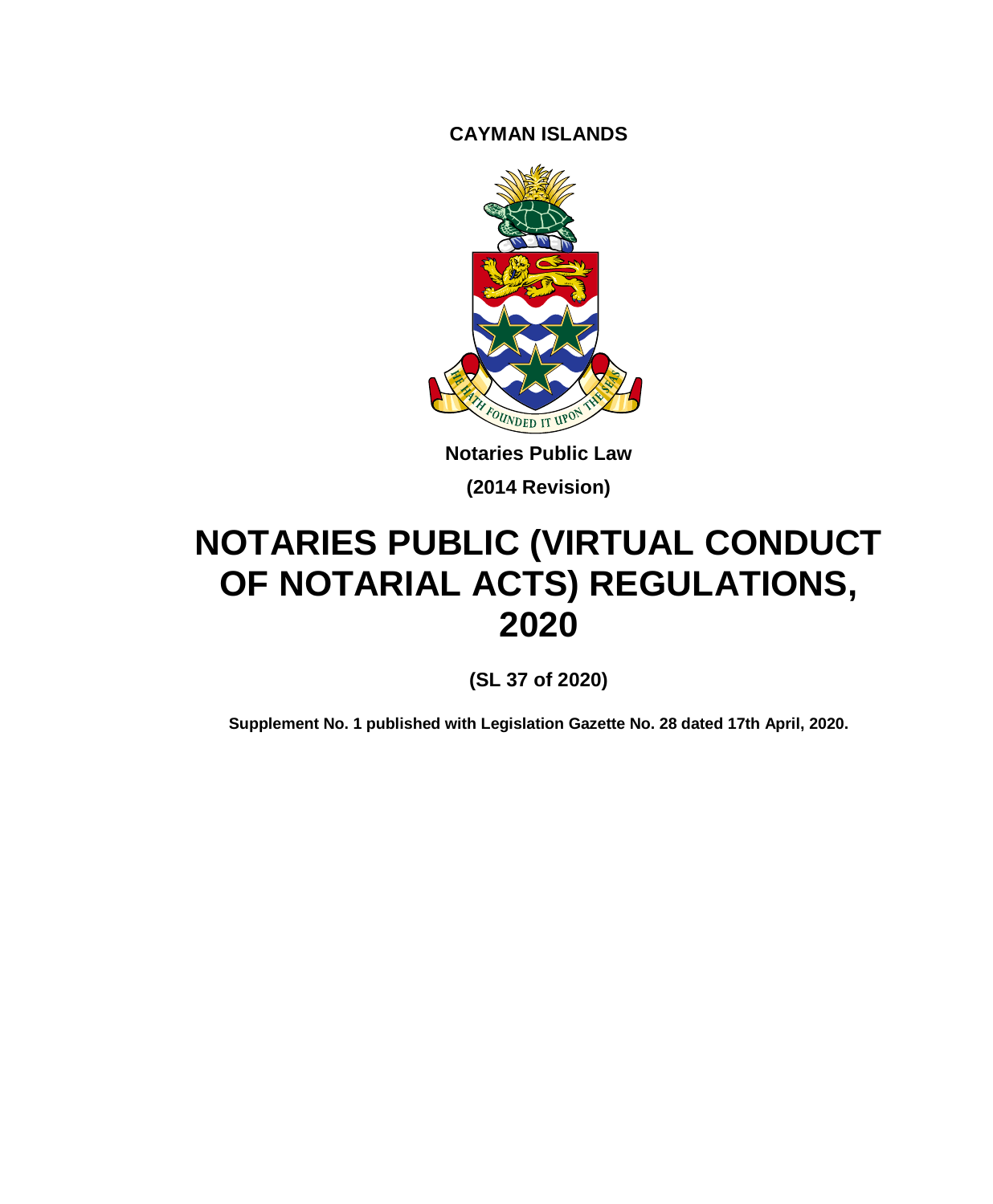**CAYMAN ISLANDS**

**Notaries Public Law**

**(2014 Revision)**

# NOTARIES PUBLIC (VIRTUAL CONDUCT OF NOTARIAL ACTS) REGULATIONS, 2020

**(SL 37 of 2020)**

**Supplement No. 1 published with Legislation Gazette No. 28 dated 17th April, 2020.**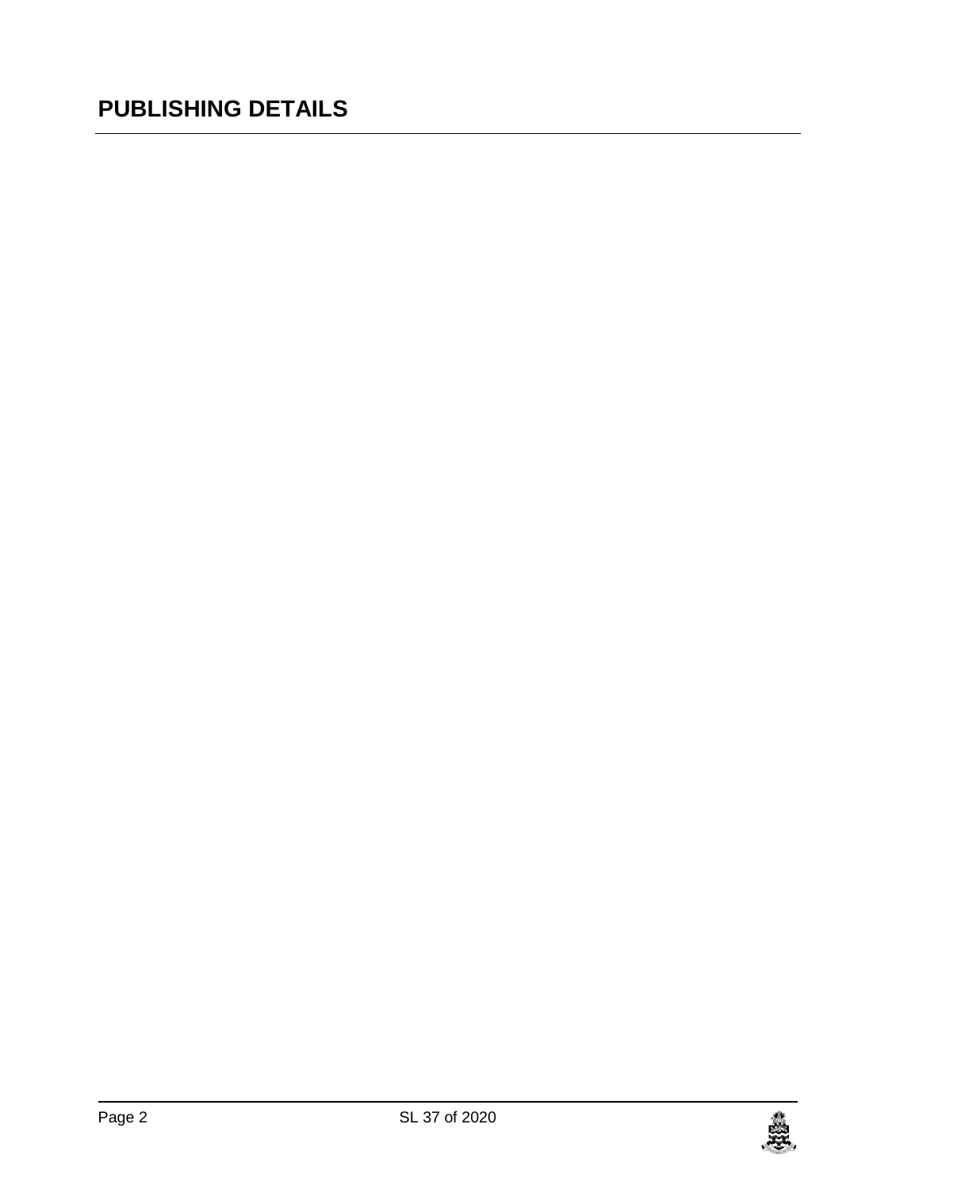# PUBLISHING DETAILS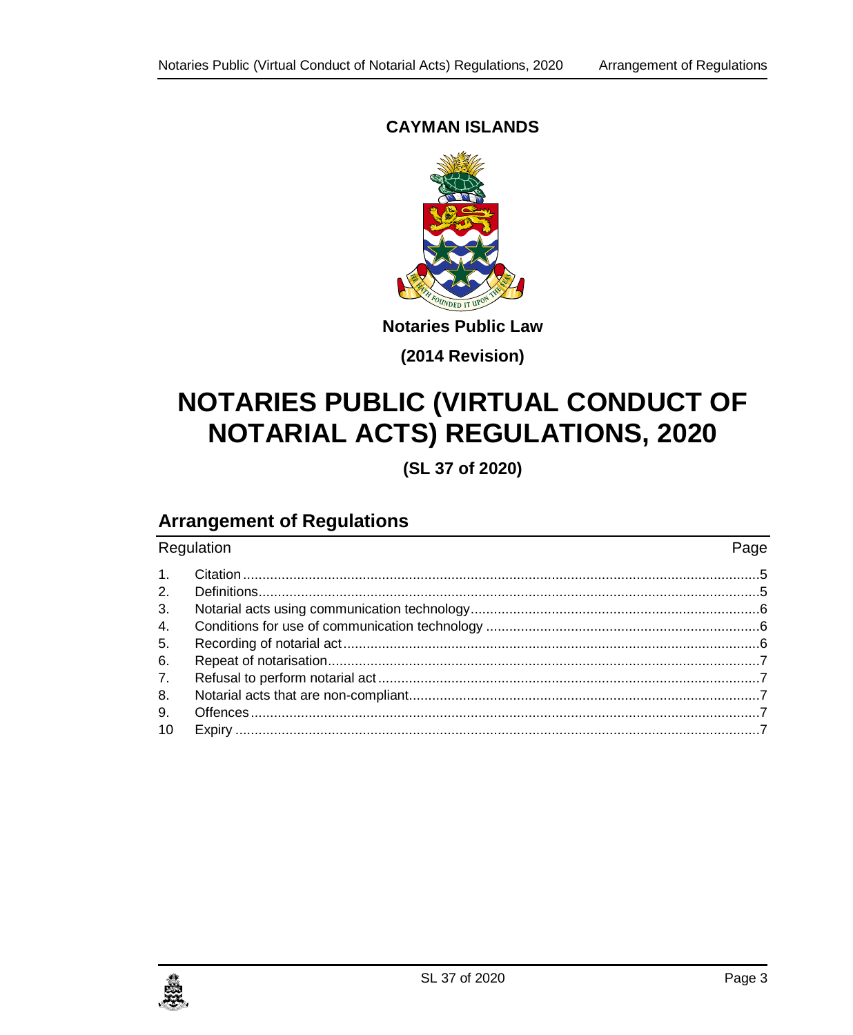**CAYMAN ISLANDS**

**Notaries Public Law**

**(2014 Revision)**

# NOTARIES PUBLIC (VIRTUAL CONDUCT OF NOTARIAL ACTS) REGULATIONS, 2020

**(SL 37 of 2020)**

## Arrangement of Regulations

| Regulation | | Page |
|---|---|---|
| 1. | Citation | 5 |
| 2. | Definitions | 5 |
| 3. | Notarial acts using communication technology | 6 |
| 4. | Conditions for use of communication technology | 6 |
| 5. | Recording of notarial act | 6 |
| 6. | Repeat of notarisation | 7 |
| 7. | Refusal to perform notarial act | 7 |
| 8. | Notarial acts that are non-compliant | 7 |
| 9. | Offences | 7 |
| 10 | Expiry | 7 |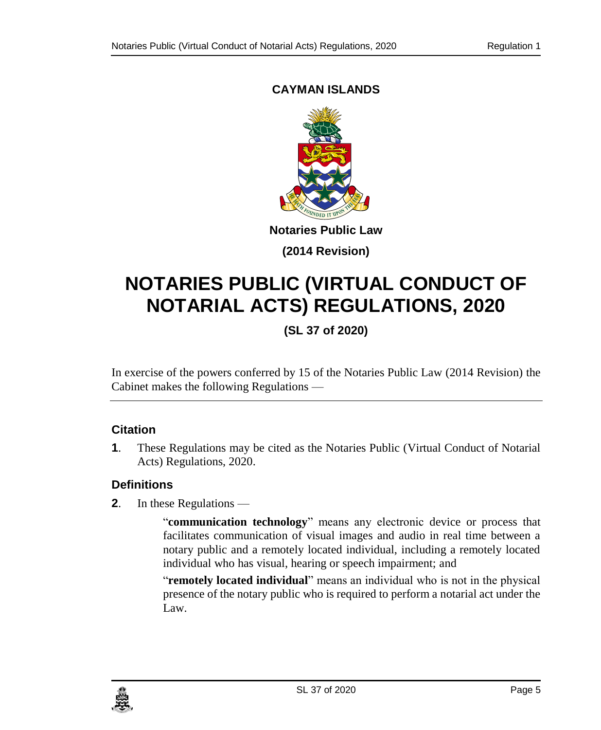**CAYMAN ISLANDS**

**Notaries Public Law**

**(2014 Revision)**

# NOTARIES PUBLIC (VIRTUAL CONDUCT OF NOTARIAL ACTS) REGULATIONS, 2020

**(SL 37 of 2020)**

In exercise of the powers conferred by 15 of the Notaries Public Law (2014 Revision) the Cabinet makes the following Regulations —

### Citation

**1**. These Regulations may be cited as the Notaries Public (Virtual Conduct of Notarial Acts) Regulations, 2020.

### Definitions

**2**. In these Regulations —

"**communication technology**" means any electronic device or process that facilitates communication of visual images and audio in real time between a notary public and a remotely located individual, including a remotely located individual who has visual, hearing or speech impairment; and

"**remotely located individual**" means an individual who is not in the physical presence of the notary public who is required to perform a notarial act under the Law.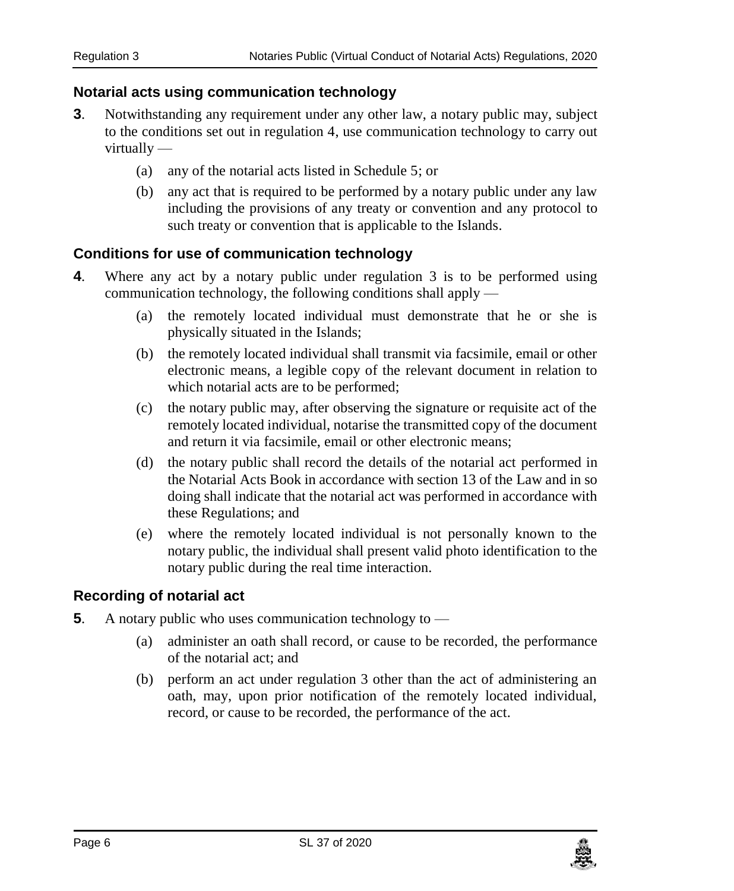## Notarial acts using communication technology

**3**. Notwithstanding any requirement under any other law, a notary public may, subject to the conditions set out in regulation 4, use communication technology to carry out virtually —

- (a) any of the notarial acts listed in Schedule 5; or
- (b) any act that is required to be performed by a notary public under any law including the provisions of any treaty or convention and any protocol to such treaty or convention that is applicable to the Islands.

## Conditions for use of communication technology

**4**. Where any act by a notary public under regulation 3 is to be performed using communication technology, the following conditions shall apply —

- (a) the remotely located individual must demonstrate that he or she is physically situated in the Islands;
- (b) the remotely located individual shall transmit via facsimile, email or other electronic means, a legible copy of the relevant document in relation to which notarial acts are to be performed;
- (c) the notary public may, after observing the signature or requisite act of the remotely located individual, notarise the transmitted copy of the document and return it via facsimile, email or other electronic means;
- (d) the notary public shall record the details of the notarial act performed in the Notarial Acts Book in accordance with section 13 of the Law and in so doing shall indicate that the notarial act was performed in accordance with these Regulations; and
- (e) where the remotely located individual is not personally known to the notary public, the individual shall present valid photo identification to the notary public during the real time interaction.

## Recording of notarial act

**5**. A notary public who uses communication technology to —

- (a) administer an oath shall record, or cause to be recorded, the performance of the notarial act; and
- (b) perform an act under regulation 3 other than the act of administering an oath, may, upon prior notification of the remotely located individual, record, or cause to be recorded, the performance of the act.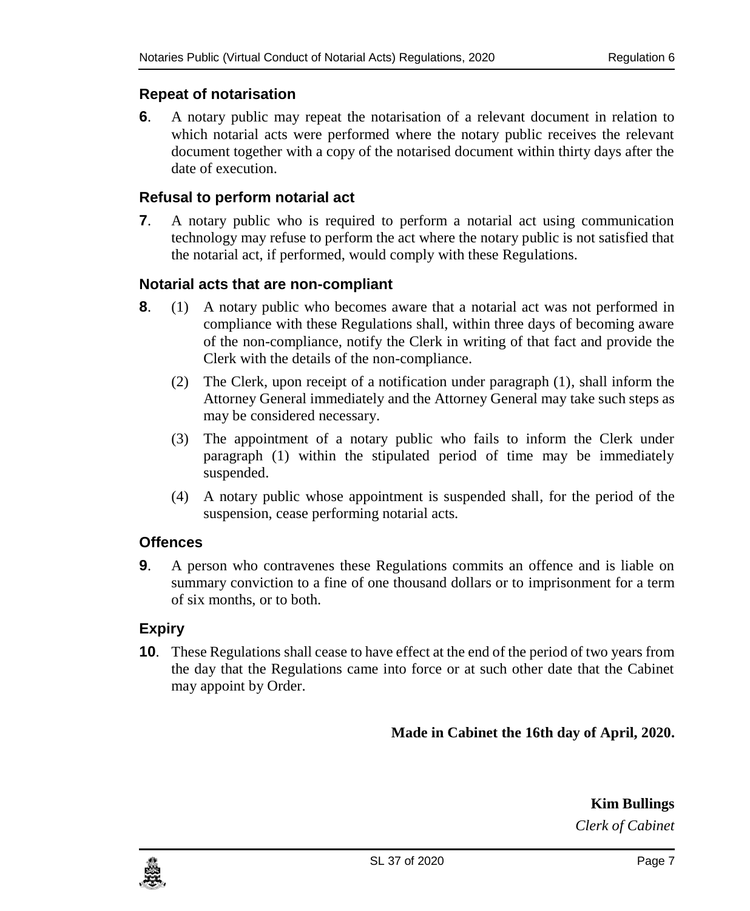## Repeat of notarisation

**6**. A notary public may repeat the notarisation of a relevant document in relation to which notarial acts were performed where the notary public receives the relevant document together with a copy of the notarised document within thirty days after the date of execution.

## Refusal to perform notarial act

**7**. A notary public who is required to perform a notarial act using communication technology may refuse to perform the act where the notary public is not satisfied that the notarial act, if performed, would comply with these Regulations.

## Notarial acts that are non-compliant

**8**. (1) A notary public who becomes aware that a notarial act was not performed in compliance with these Regulations shall, within three days of becoming aware of the non-compliance, notify the Clerk in writing of that fact and provide the Clerk with the details of the non-compliance.

(2) The Clerk, upon receipt of a notification under paragraph (1), shall inform the Attorney General immediately and the Attorney General may take such steps as may be considered necessary.

(3) The appointment of a notary public who fails to inform the Clerk under paragraph (1) within the stipulated period of time may be immediately suspended.

(4) A notary public whose appointment is suspended shall, for the period of the suspension, cease performing notarial acts.

## Offences

**9**. A person who contravenes these Regulations commits an offence and is liable on summary conviction to a fine of one thousand dollars or to imprisonment for a term of six months, or to both.

## Expiry

**10**. These Regulations shall cease to have effect at the end of the period of two years from the day that the Regulations came into force or at such other date that the Cabinet may appoint by Order.

**Made in Cabinet the 16th day of April, 2020.**

**Kim Bullings**

*Clerk of Cabinet*